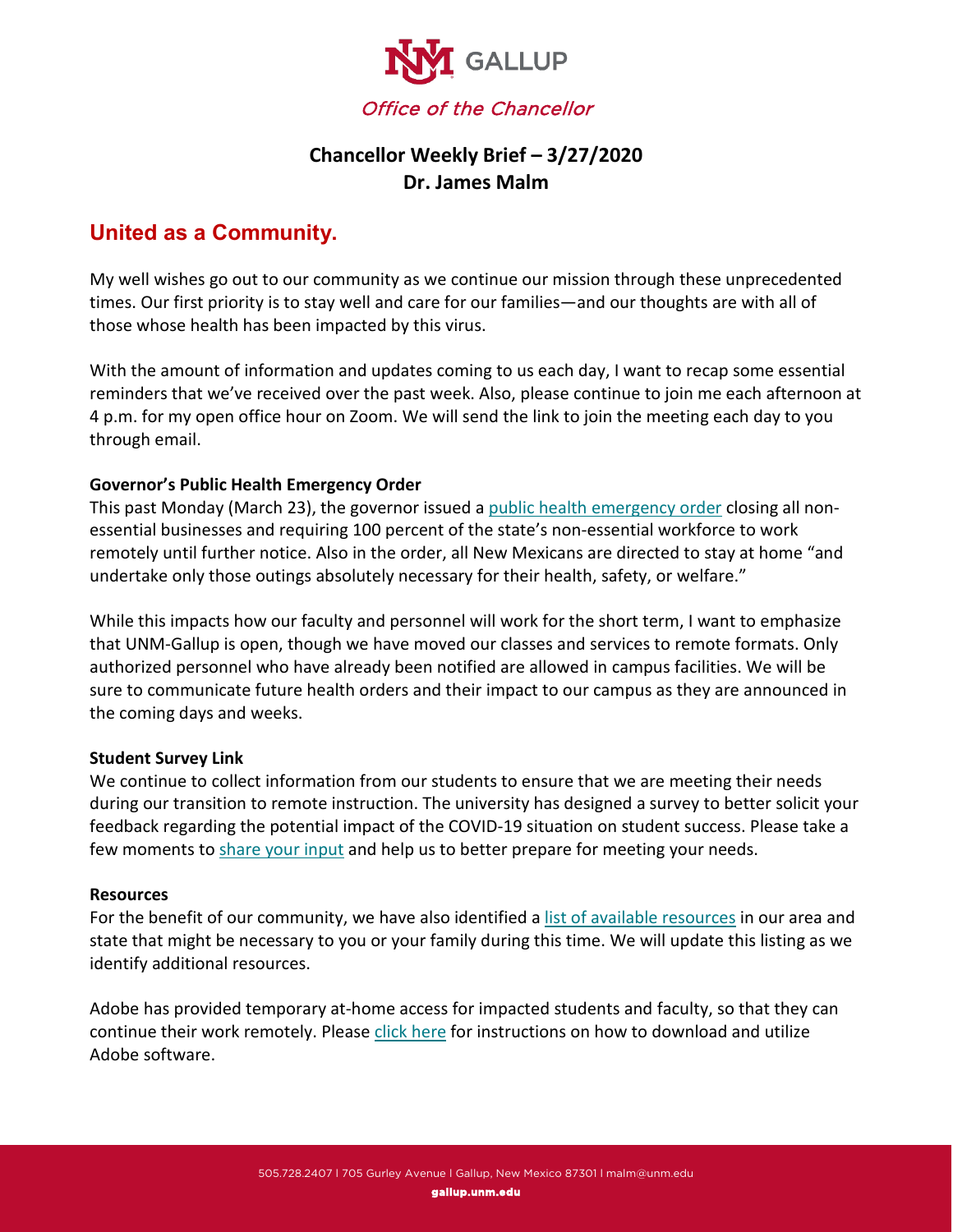UNM GALLUP

*Office of the Chancellor*

# Chancellor Weekly Brief – 3/27/2020
# Dr. James Malm

## United as a Community.

My well wishes go out to our community as we continue our mission through these unprecedented times. Our first priority is to stay well and care for our families—and our thoughts are with all of those whose health has been impacted by this virus.

With the amount of information and updates coming to us each day, I want to recap some essential reminders that we've received over the past week. Also, please continue to join me each afternoon at 4 p.m. for my open office hour on Zoom. We will send the link to join the meeting each day to you through email.

**Governor's Public Health Emergency Order**

This past Monday (March 23), the governor issued a public health emergency order closing all non-essential businesses and requiring 100 percent of the state's non-essential workforce to work remotely until further notice. Also in the order, all New Mexicans are directed to stay at home "and undertake only those outings absolutely necessary for their health, safety, or welfare."

While this impacts how our faculty and personnel will work for the short term, I want to emphasize that UNM-Gallup is open, though we have moved our classes and services to remote formats. Only authorized personnel who have already been notified are allowed in campus facilities. We will be sure to communicate future health orders and their impact to our campus as they are announced in the coming days and weeks.

**Student Survey Link**

We continue to collect information from our students to ensure that we are meeting their needs during our transition to remote instruction. The university has designed a survey to better solicit your feedback regarding the potential impact of the COVID-19 situation on student success. Please take a few moments to share your input and help us to better prepare for meeting your needs.

**Resources**

For the benefit of our community, we have also identified a list of available resources in our area and state that might be necessary to you or your family during this time. We will update this listing as we identify additional resources.

Adobe has provided temporary at-home access for impacted students and faculty, so that they can continue their work remotely. Please click here for instructions on how to download and utilize Adobe software.

505.728.2407 I 705 Gurley Avenue I Gallup, New Mexico 87301 I malm@unm.edu

gallup.unm.edu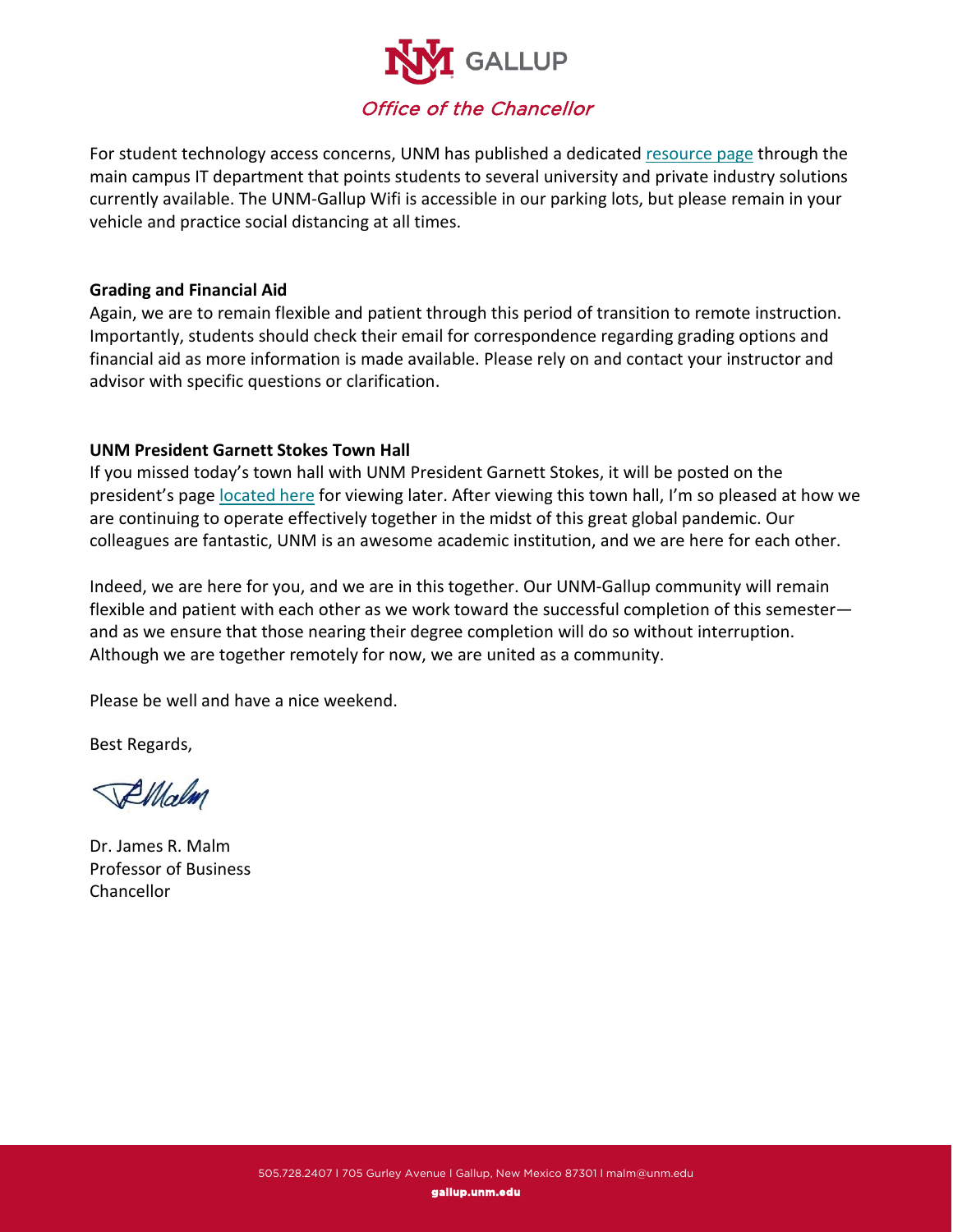For student technology access concerns, UNM has published a dedicated resource page through the main campus IT department that points students to several university and private industry solutions currently available. The UNM-Gallup Wifi is accessible in our parking lots, but please remain in your vehicle and practice social distancing at all times.

**Grading and Financial Aid**

Again, we are to remain flexible and patient through this period of transition to remote instruction. Importantly, students should check their email for correspondence regarding grading options and financial aid as more information is made available. Please rely on and contact your instructor and advisor with specific questions or clarification.

**UNM President Garnett Stokes Town Hall**

If you missed today's town hall with UNM President Garnett Stokes, it will be posted on the president's page located here for viewing later. After viewing this town hall, I'm so pleased at how we are continuing to operate effectively together in the midst of this great global pandemic. Our colleagues are fantastic, UNM is an awesome academic institution, and we are here for each other.

Indeed, we are here for you, and we are in this together. Our UNM-Gallup community will remain flexible and patient with each other as we work toward the successful completion of this semester—and as we ensure that those nearing their degree completion will do so without interruption. Although we are together remotely for now, we are united as a community.

Please be well and have a nice weekend.

Best Regards,

Dr. James R. Malm
Professor of Business
Chancellor

505.728.2407 I 705 Gurley Avenue I Gallup, New Mexico 87301 I malm@unm.edu
gallup.unm.edu